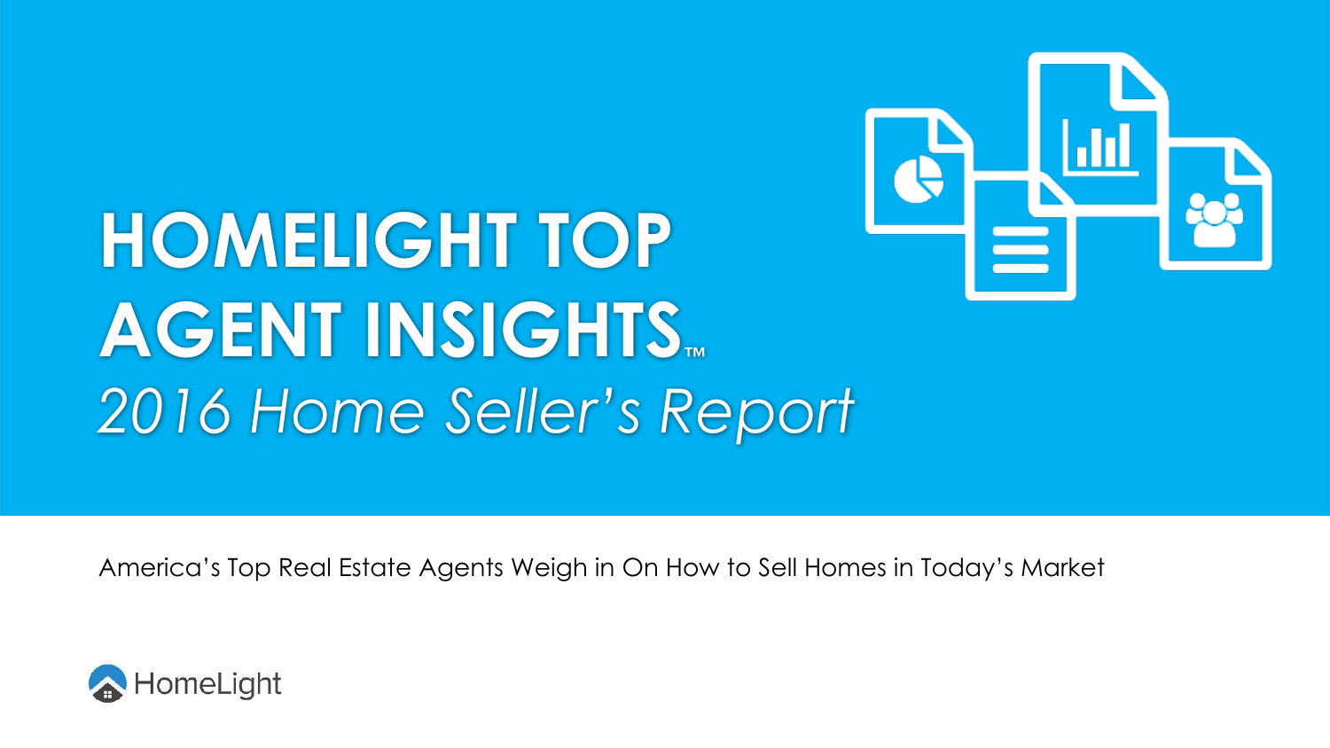# HOMELIGHT TOP AGENT INSIGHTS™

*2016 Home Seller's Report*

America's Top Real Estate Agents Weigh in On How to Sell Homes in Today's Market

HomeLight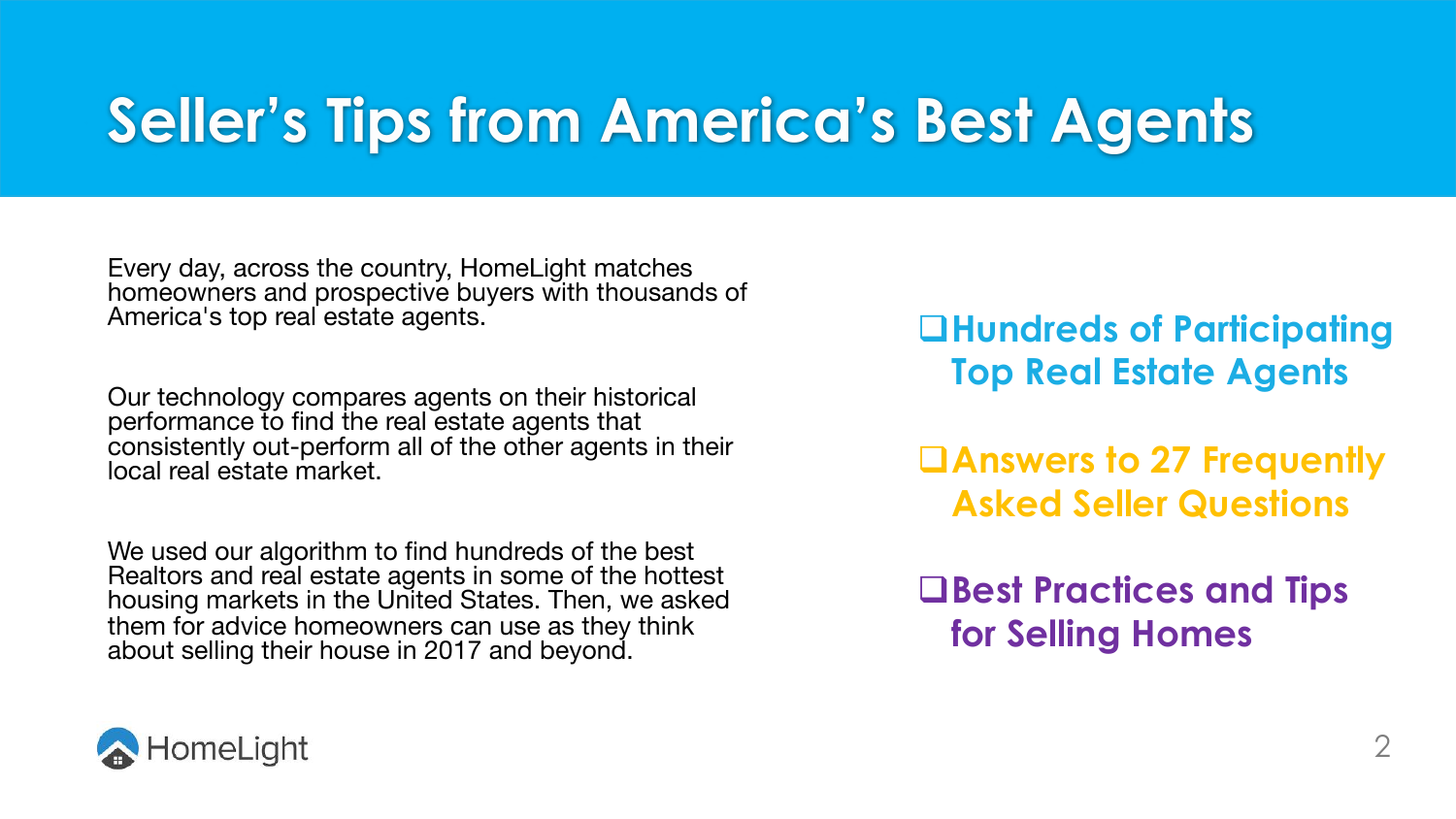# Seller's Tips from America's Best Agents

Every day, across the country, HomeLight matches homeowners and prospective buyers with thousands of America's top real estate agents.

Our technology compares agents on their historical performance to find the real estate agents that consistently out-perform all of the other agents in their local real estate market.

We used our algorithm to find hundreds of the best Realtors and real estate agents in some of the hottest housing markets in the United States. Then, we asked them for advice homeowners can use as they think about selling their house in 2017 and beyond.

- ❑ **Hundreds of Participating Top Real Estate Agents**
- ❑ **Answers to 27 Frequently Asked Seller Questions**
- ❑ **Best Practices and Tips for Selling Homes**

HomeLight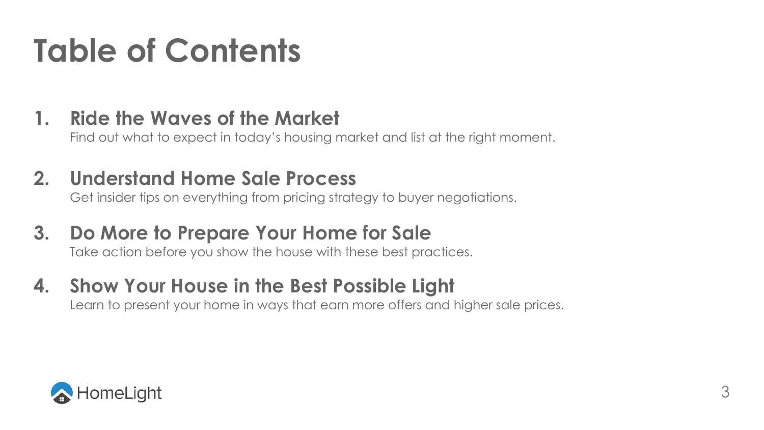# Table of Contents

1. **Ride the Waves of the Market**
   Find out what to expect in today's housing market and list at the right moment.

2. **Understand Home Sale Process**
   Get insider tips on everything from pricing strategy to buyer negotiations.

3. **Do More to Prepare Your Home for Sale**
   Take action before you show the house with these best practices.

4. **Show Your House in the Best Possible Light**
   Learn to present your home in ways that earn more offers and higher sale prices.

HomeLight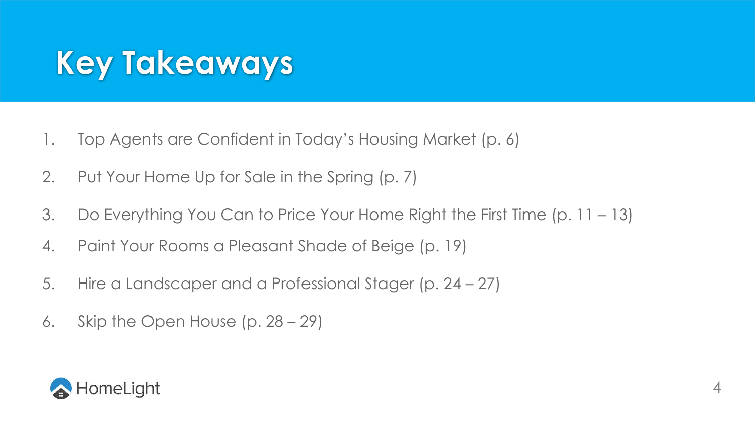# Key Takeaways

1. Top Agents are Confident in Today's Housing Market (p. 6)
2. Put Your Home Up for Sale in the Spring (p. 7)
3. Do Everything You Can to Price Your Home Right the First Time (p. 11 – 13)
4. Paint Your Rooms a Pleasant Shade of Beige (p. 19)
5. Hire a Landscaper and a Professional Stager (p. 24 – 27)
6. Skip the Open House (p. 28 – 29)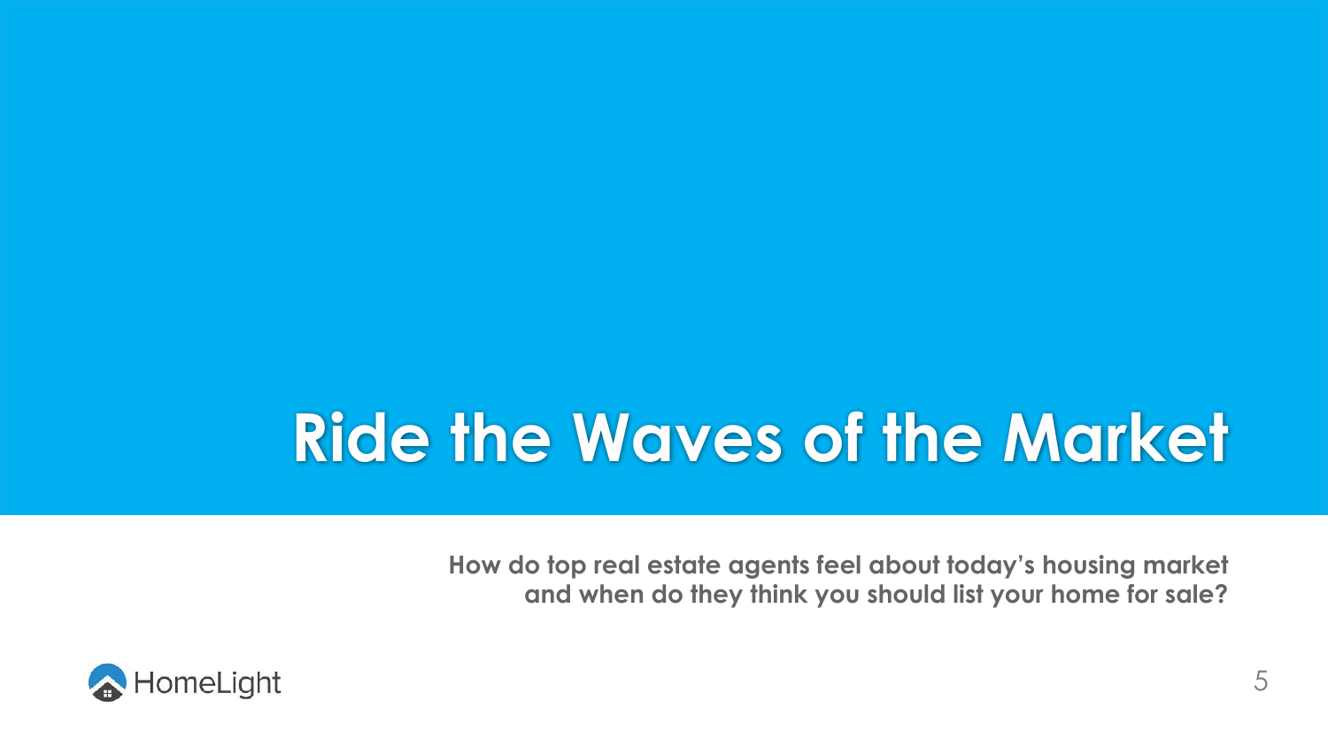# Ride the Waves of the Market

**How do top real estate agents feel about today's housing market and when do they think you should list your home for sale?**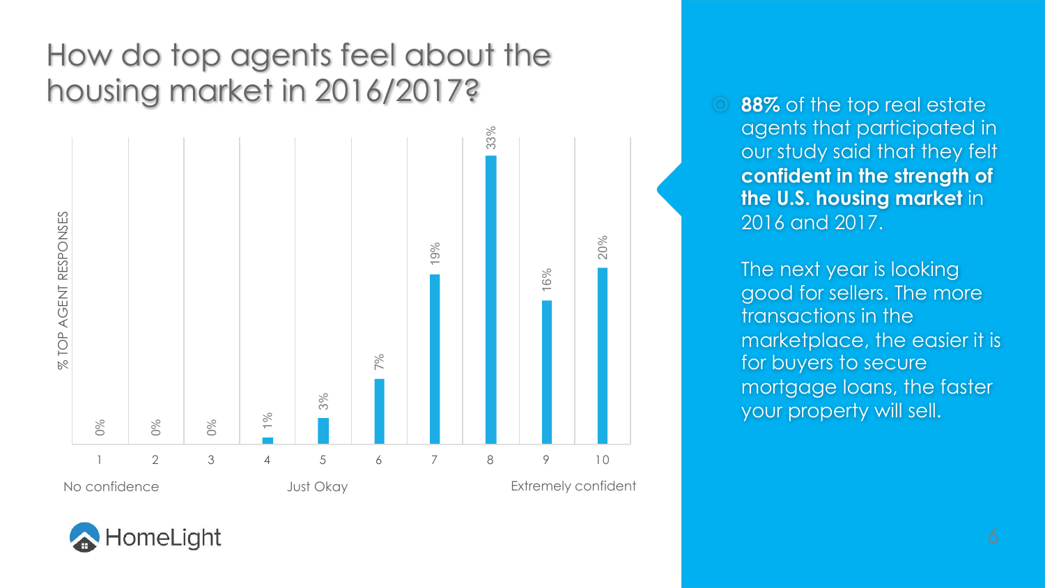# How do top agents feel about the housing market in 2016/2017?

| Confidence rating | % Top Agent Responses |
|---|---|
| 1 (No confidence) | 0% |
| 2 | 0% |
| 3 | 0% |
| 4 | 1% |
| 5 (Just Okay) | 3% |
| 6 | 7% |
| 7 | 19% |
| 8 | 33% |
| 9 | 16% |
| 10 (Extremely confident) | 20% |

HomeLight

- **88%** of the top real estate agents that participated in our study said that they felt **confident in the strength of the U.S. housing market** in 2016 and 2017.

  The next year is looking good for sellers. The more transactions in the marketplace, the easier it is for buyers to secure mortgage loans, the faster your property will sell.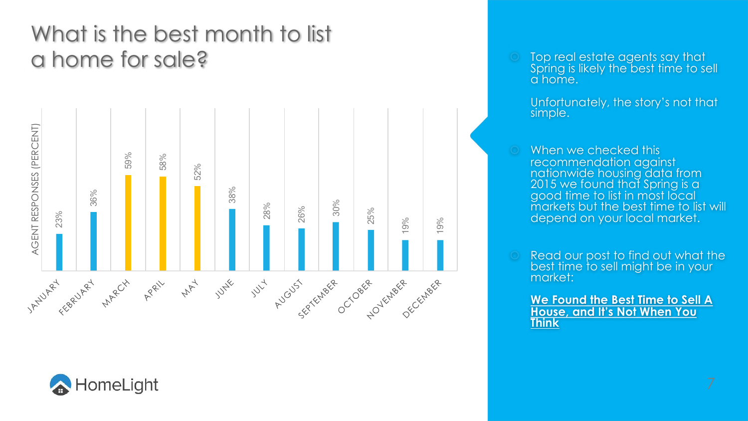# What is the best month to list a home for sale?

AGENT RESPONSES (PERCENT)

| Month | Agent Responses (Percent) |
|---|---|
| JANUARY | 23% |
| FEBRUARY | 36% |
| MARCH | 59% |
| APRIL | 58% |
| MAY | 52% |
| JUNE | 38% |
| JULY | 28% |
| AUGUST | 26% |
| SEPTEMBER | 30% |
| OCTOBER | 25% |
| NOVEMBER | 19% |
| DECEMBER | 19% |

HomeLight

- Top real estate agents say that Spring is likely the best time to sell a home.

  Unfortunately, the story's not that simple.

- When we checked this recommendation against nationwide housing data from 2015 we found that Spring is a good time to list in most local markets but the best time to list will depend on your local market.

- Read our post to find out what the best time to sell might be in your market:

  **We Found the Best Time to Sell A House, and It's Not When You Think**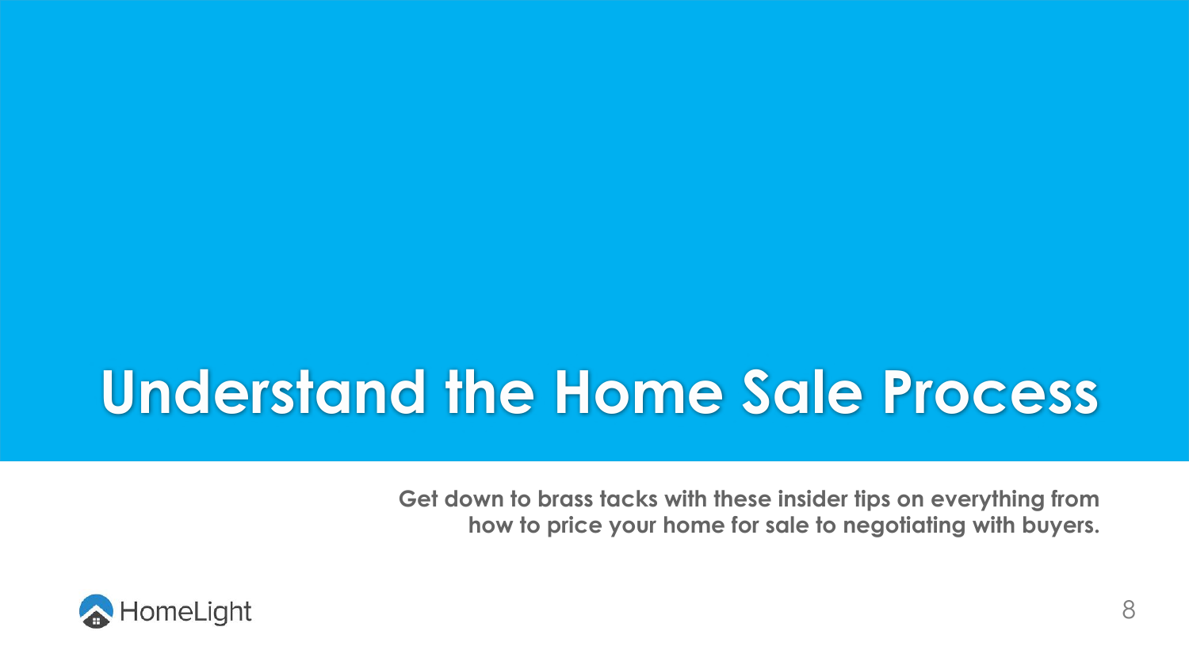# Understand the Home Sale Process

**Get down to brass tacks with these insider tips on everything from how to price your home for sale to negotiating with buyers.**

HomeLight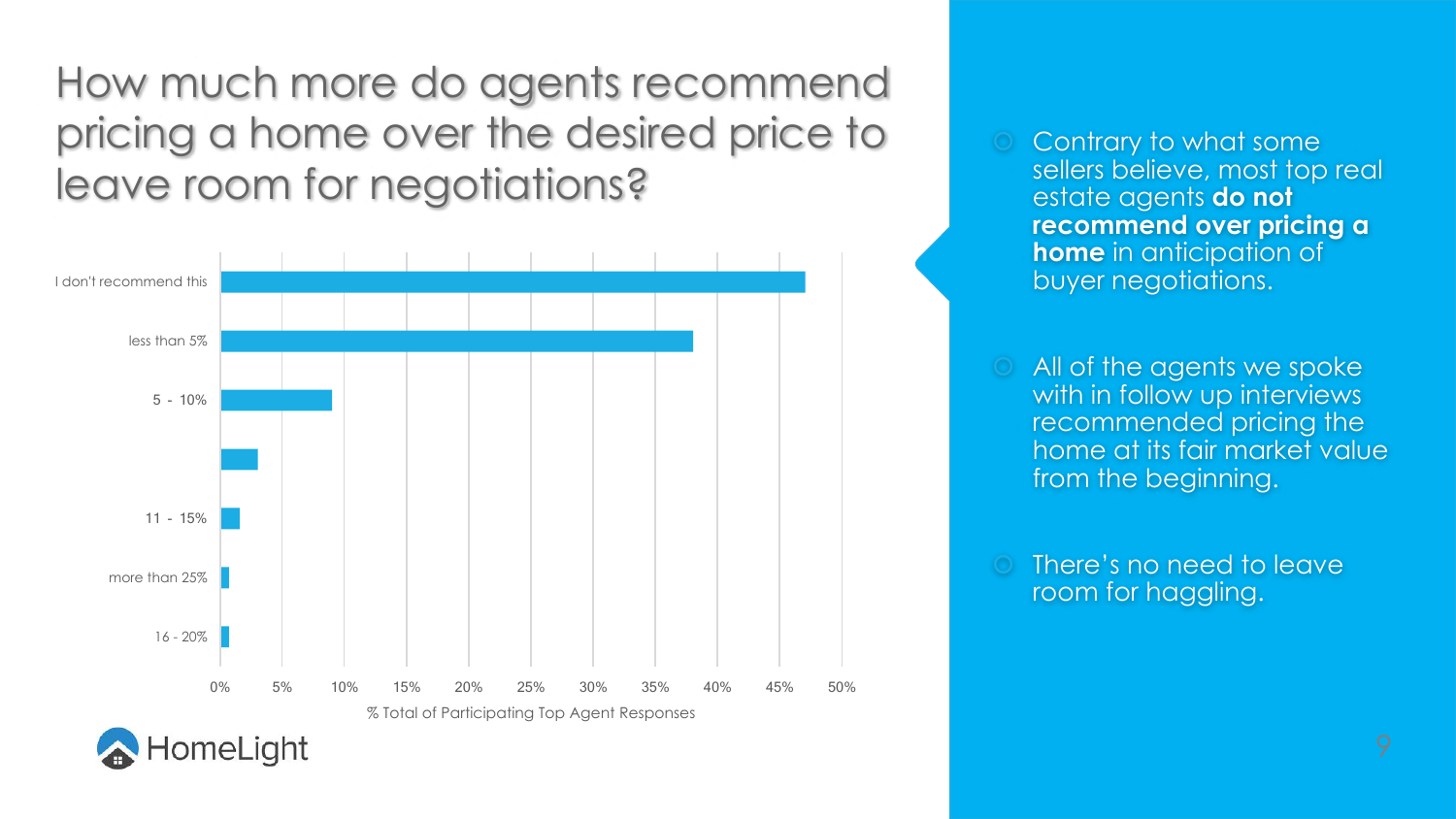# How much more do agents recommend pricing a home over the desired price to leave room for negotiations?

| Response | % Total of Participating Top Agent Responses |
|---|---|
| I don't recommend this | ~47% |
| less than 5% | ~38% |
| 5 - 10% | ~9% |
| | ~3% |
| 11 - 15% | ~1.5% |
| more than 25% | ~0.5% |
| 16 - 20% | ~0.5% |

% Total of Participating Top Agent Responses

HomeLight

- Contrary to what some sellers believe, most top real estate agents **do not recommend over pricing a home** in anticipation of buyer negotiations.
- All of the agents we spoke with in follow up interviews recommended pricing the home at its fair market value from the beginning.
- There's no need to leave room for haggling.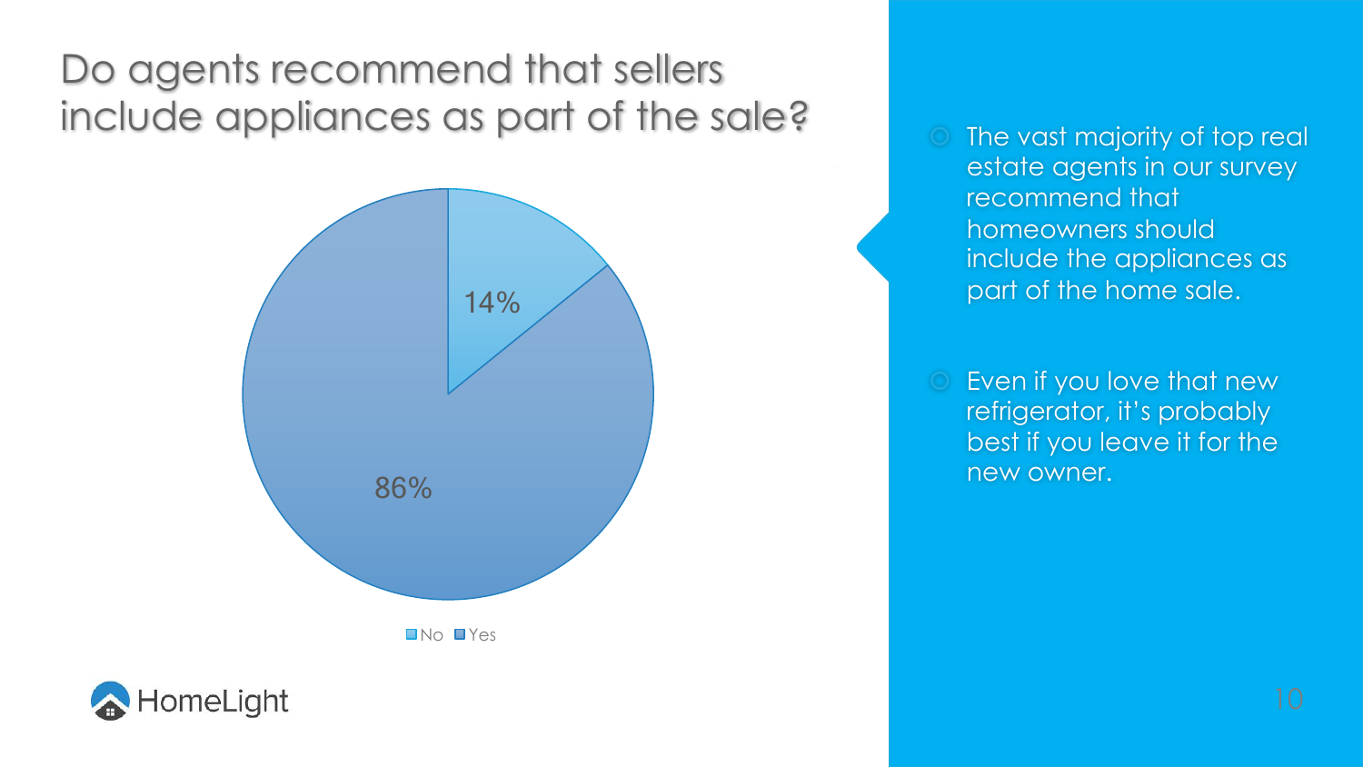# Do agents recommend that sellers include appliances as part of the sale?

| Response | Percentage |
|---|---|
| No | 14% |
| Yes | 86% |

- The vast majority of top real estate agents in our survey recommend that homeowners should include the appliances as part of the home sale.
- Even if you love that new refrigerator, it's probably best if you leave it for the new owner.

HomeLight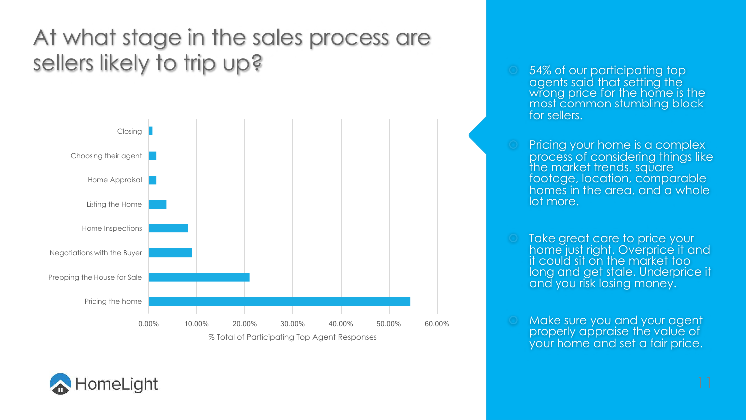# At what stage in the sales process are sellers likely to trip up?

| Stage | % Total of Participating Top Agent Responses |
| --- | --- |
| Closing | ~1% |
| Choosing their agent | ~1.5% |
| Home Appraisal | ~1.5% |
| Listing the Home | ~3.5% |
| Home Inspections | ~8% |
| Negotiations with the Buyer | ~9% |
| Prepping the House for Sale | ~21% |
| Pricing the home | ~54% |

- 54% of our participating top agents said that setting the wrong price for the home is the most common stumbling block for sellers.
- Pricing your home is a complex process of considering things like the market trends, square footage, location, comparable homes in the area, and a whole lot more.
- Take great care to price your home just right. Overprice it and it could sit on the market too long and get stale. Underprice it and you risk losing money.
- Make sure you and your agent properly appraise the value of your home and set a fair price.

HomeLight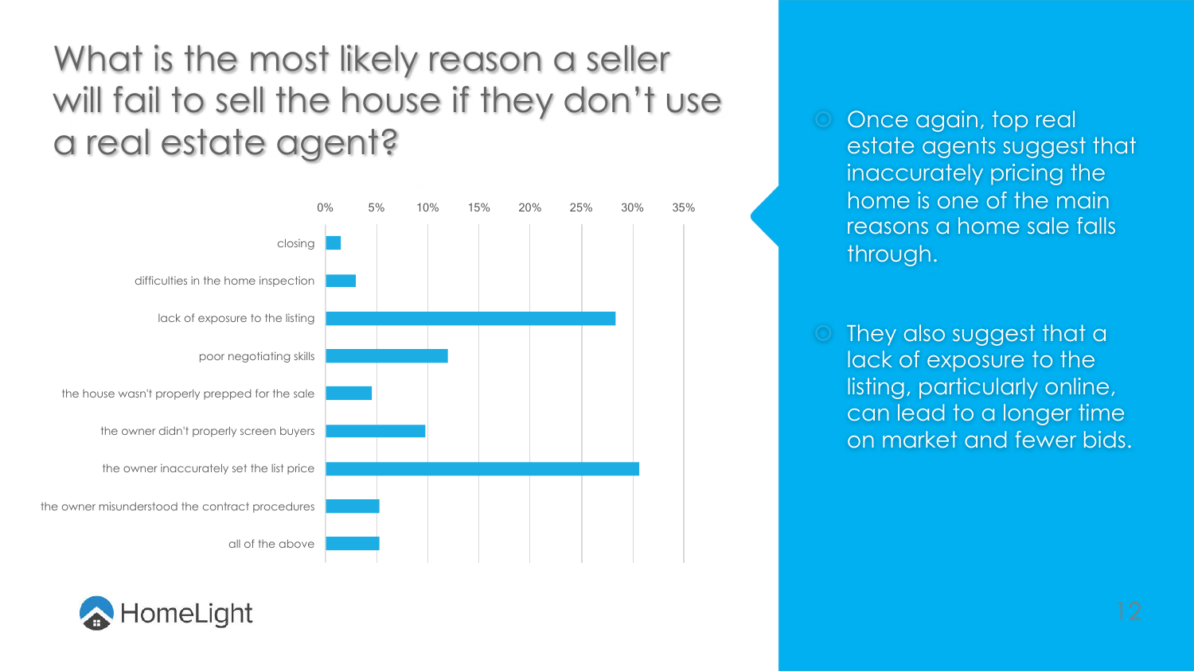# What is the most likely reason a seller will fail to sell the house if they don't use a real estate agent?

| Reason | Approximate % |
|---|---|
| closing | ~1.5% |
| difficulties in the home inspection | ~3% |
| lack of exposure to the listing | ~28% |
| poor negotiating skills | ~12% |
| the house wasn't properly prepped for the sale | ~4.5% |
| the owner didn't properly screen buyers | ~10% |
| the owner inaccurately set the list price | ~30.5% |
| the owner misunderstood the contract procedures | ~5% |
| all of the above | ~5% |

- Once again, top real estate agents suggest that inaccurately pricing the home is one of the main reasons a home sale falls through.
- They also suggest that a lack of exposure to the listing, particularly online, can lead to a longer time on market and fewer bids.

HomeLight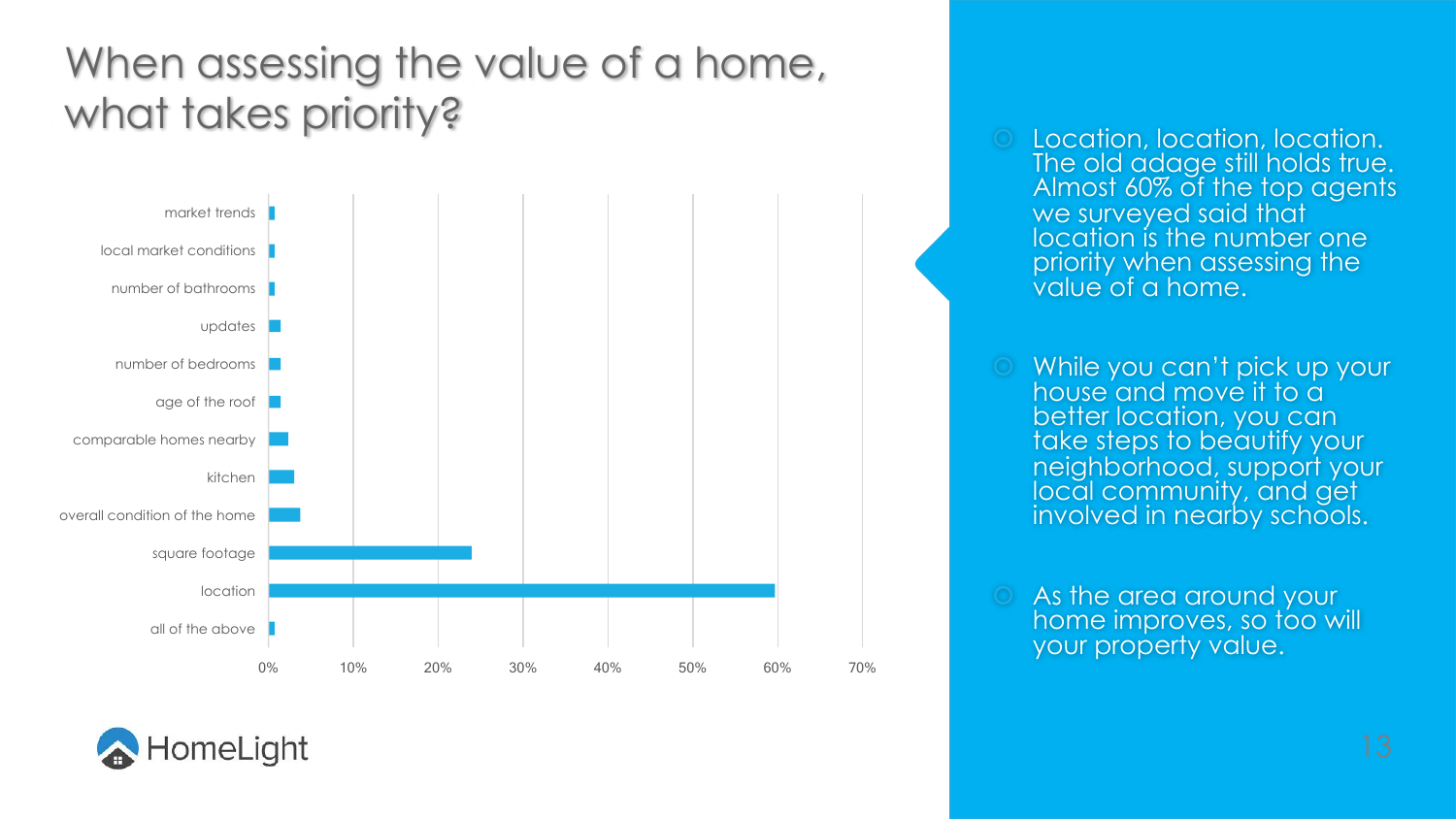# When assessing the value of a home, what takes priority?

| Factor | Approx. % |
| --- | --- |
| market trends | ~1% |
| local market conditions | ~1% |
| number of bathrooms | ~1% |
| updates | ~1% |
| number of bedrooms | ~1% |
| age of the roof | ~1% |
| comparable homes nearby | ~2% |
| kitchen | ~3% |
| overall condition of the home | ~4% |
| square footage | ~24% |
| location | ~60% |
| all of the above | ~1% |

- Location, location, location. The old adage still holds true. Almost 60% of the top agents we surveyed said that location is the number one priority when assessing the value of a home.
- While you can't pick up your house and move it to a better location, you can take steps to beautify your neighborhood, support your local community, and get involved in nearby schools.
- As the area around your home improves, so too will your property value.

HomeLight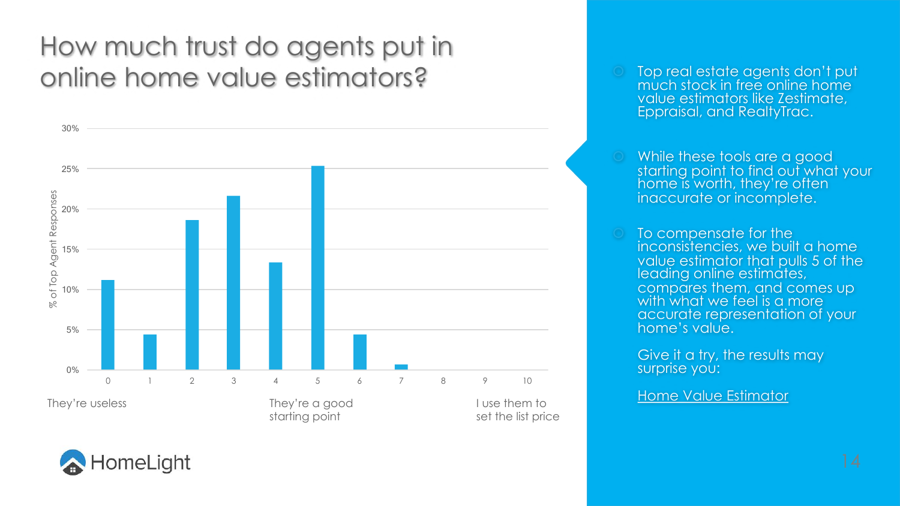# How much trust do agents put in online home value estimators?

| Rating | % of Top Agent Responses |
|---|---|
| 0 (They're useless) | ~11% |
| 1 | ~4% |
| 2 | ~19% |
| 3 | ~22% |
| 4 | ~13% |
| 5 (They're a good starting point) | ~25% |
| 6 | ~4% |
| 7 | ~1% |
| 8 | 0% |
| 9 | 0% |
| 10 (I use them to set the list price) | 0% |

- Top real estate agents don't put much stock in free online home value estimators like Zestimate, Eppraisal, and RealtyTrac.
- While these tools are a good starting point to find out what your home is worth, they're often inaccurate or incomplete.
- To compensate for the inconsistencies, we built a home value estimator that pulls 5 of the leading online estimates, compares them, and comes up with what we feel is a more accurate representation of your home's value.

  Give it a try, the results may surprise you:

  Home Value Estimator

HomeLight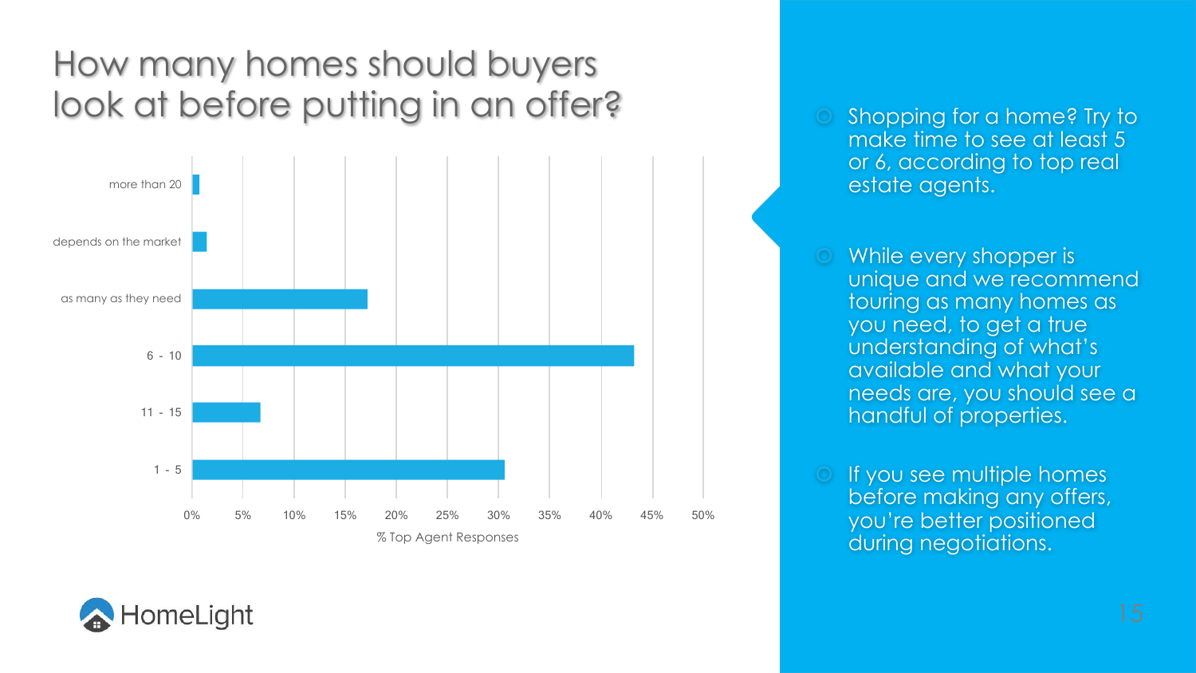# How many homes should buyers look at before putting in an offer?

| Response | % Top Agent Responses |
| --- | --- |
| more than 20 | ~0.5% |
| depends on the market | ~1.5% |
| as many as they need | ~17% |
| 6 - 10 | ~43% |
| 11 - 15 | ~6.5% |
| 1 - 5 | ~30.5% |

- Shopping for a home? Try to make time to see at least 5 or 6, according to top real estate agents.
- While every shopper is unique and we recommend touring as many homes as you need, to get a true understanding of what's available and what your needs are, you should see a handful of properties.
- If you see multiple homes before making any offers, you're better positioned during negotiations.

HomeLight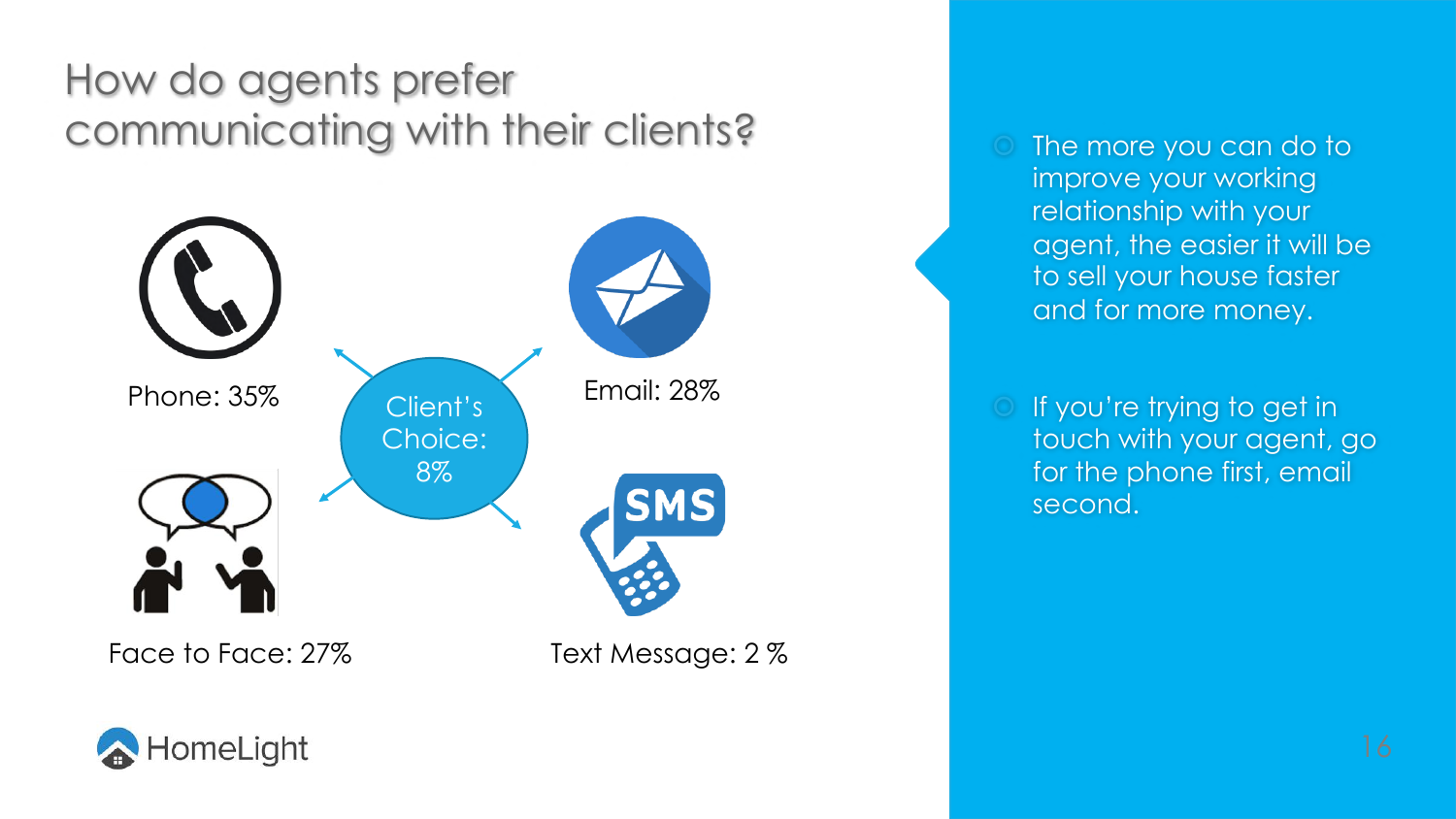# How do agents prefer communicating with their clients?

Phone: 35%

Client's Choice: 8%

Email: 28%

Face to Face: 27%

Text Message: 2 %

- The more you can do to improve your working relationship with your agent, the easier it will be to sell your house faster and for more money.
- If you're trying to get in touch with your agent, go for the phone first, email second.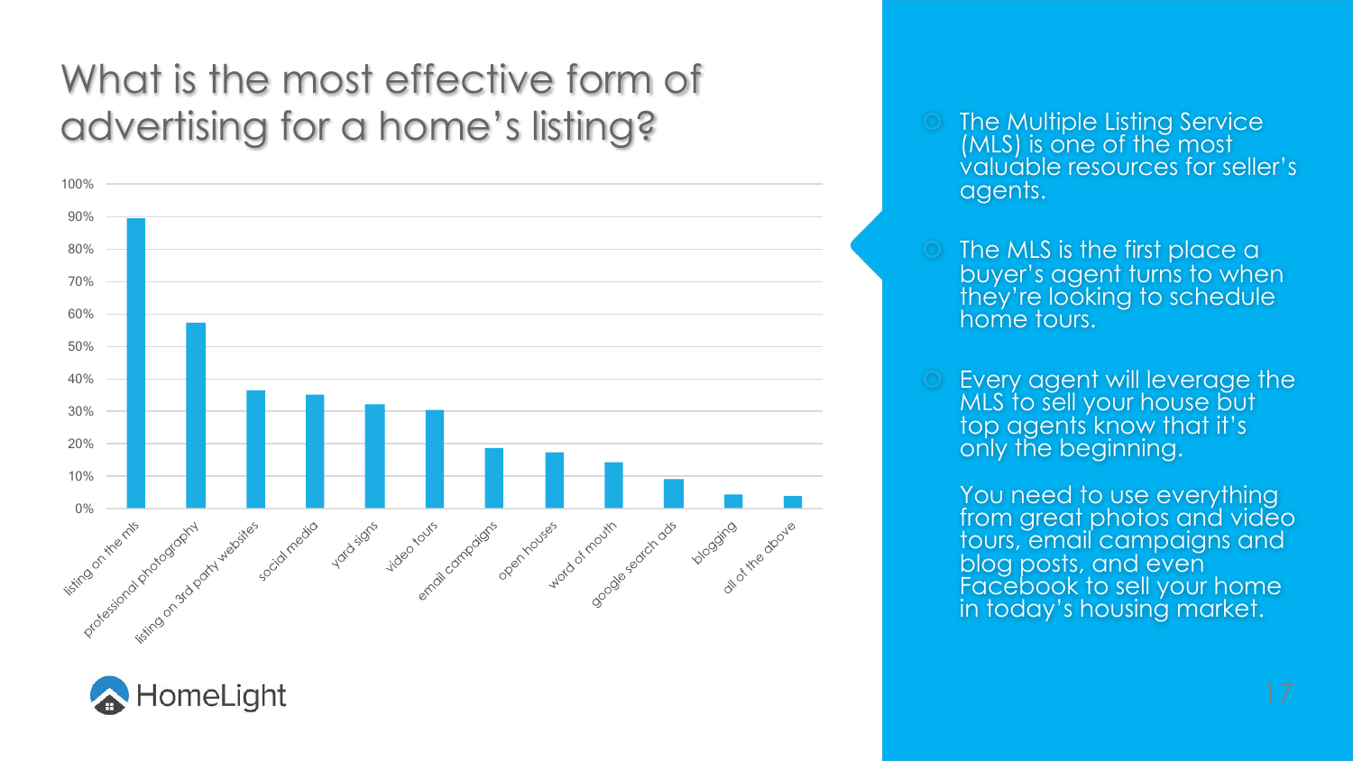# What is the most effective form of advertising for a home's listing?

| Advertising form | Percentage (approx.) |
|---|---|
| listing on the mls | 90% |
| professional photography | 57% |
| listing on 3rd party websites | 36% |
| social media | 35% |
| yard signs | 32% |
| video tours | 30% |
| email campaigns | 18% |
| open houses | 17% |
| word of mouth | 14% |
| google search ads | 9% |
| blogging | 4% |
| all of the above | 4% |

HomeLight

- The Multiple Listing Service (MLS) is one of the most valuable resources for seller's agents.
- The MLS is the first place a buyer's agent turns to when they're looking to schedule home tours.
- Every agent will leverage the MLS to sell your house but top agents know that it's only the beginning.

  You need to use everything from great photos and video tours, email campaigns and blog posts, and even Facebook to sell your home in today's housing market.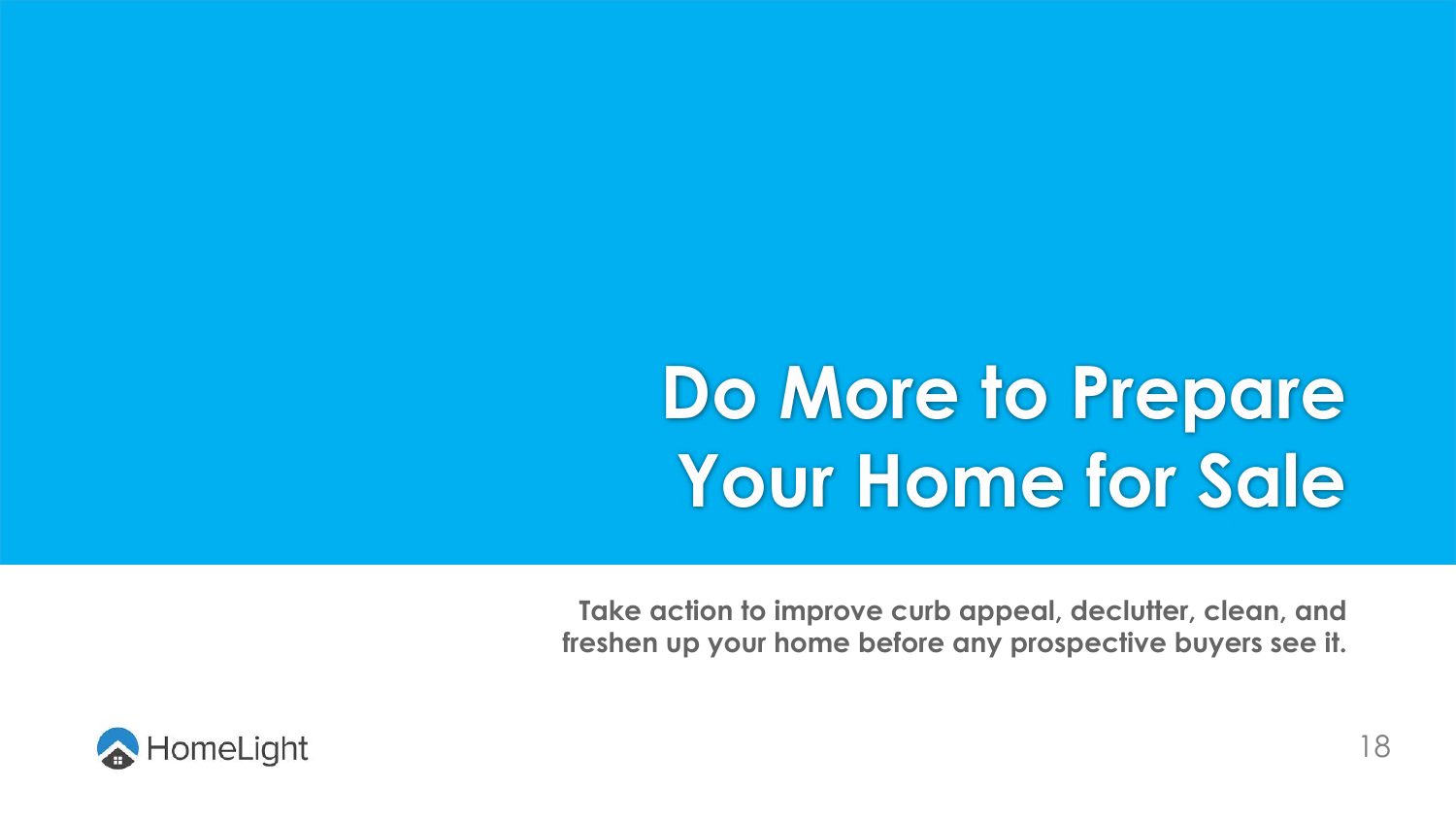# Do More to Prepare Your Home for Sale

**Take action to improve curb appeal, declutter, clean, and freshen up your home before any prospective buyers see it.**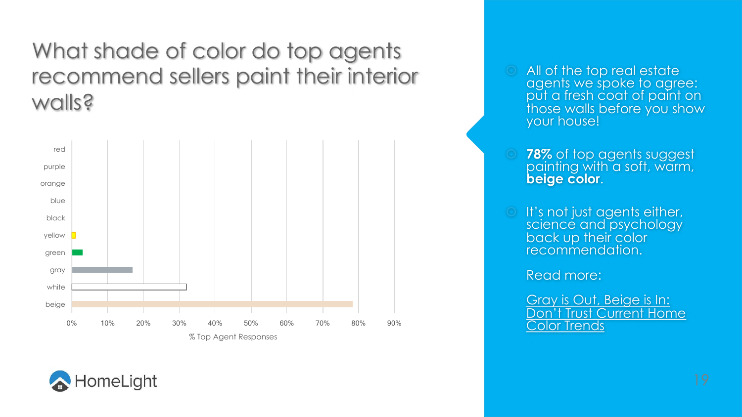# What shade of color do top agents recommend sellers paint their interior walls?

| Color | % Top Agent Responses |
| --- | --- |
| red | 0% |
| purple | 0% |
| orange | 0% |
| blue | 0% |
| black | 0% |
| yellow | ~1% |
| green | ~3% |
| gray | ~17% |
| white | ~32% |
| beige | 78% |

% Top Agent Responses

- All of the top real estate agents we spoke to agree: put a fresh coat of paint on those walls before you show your house!
- **78%** of top agents suggest painting with a soft, warm, **beige color**.
- It's not just agents either, science and psychology back up their color recommendation.

  Read more:

  Gray is Out, Beige is In: Don't Trust Current Home Color Trends

HomeLight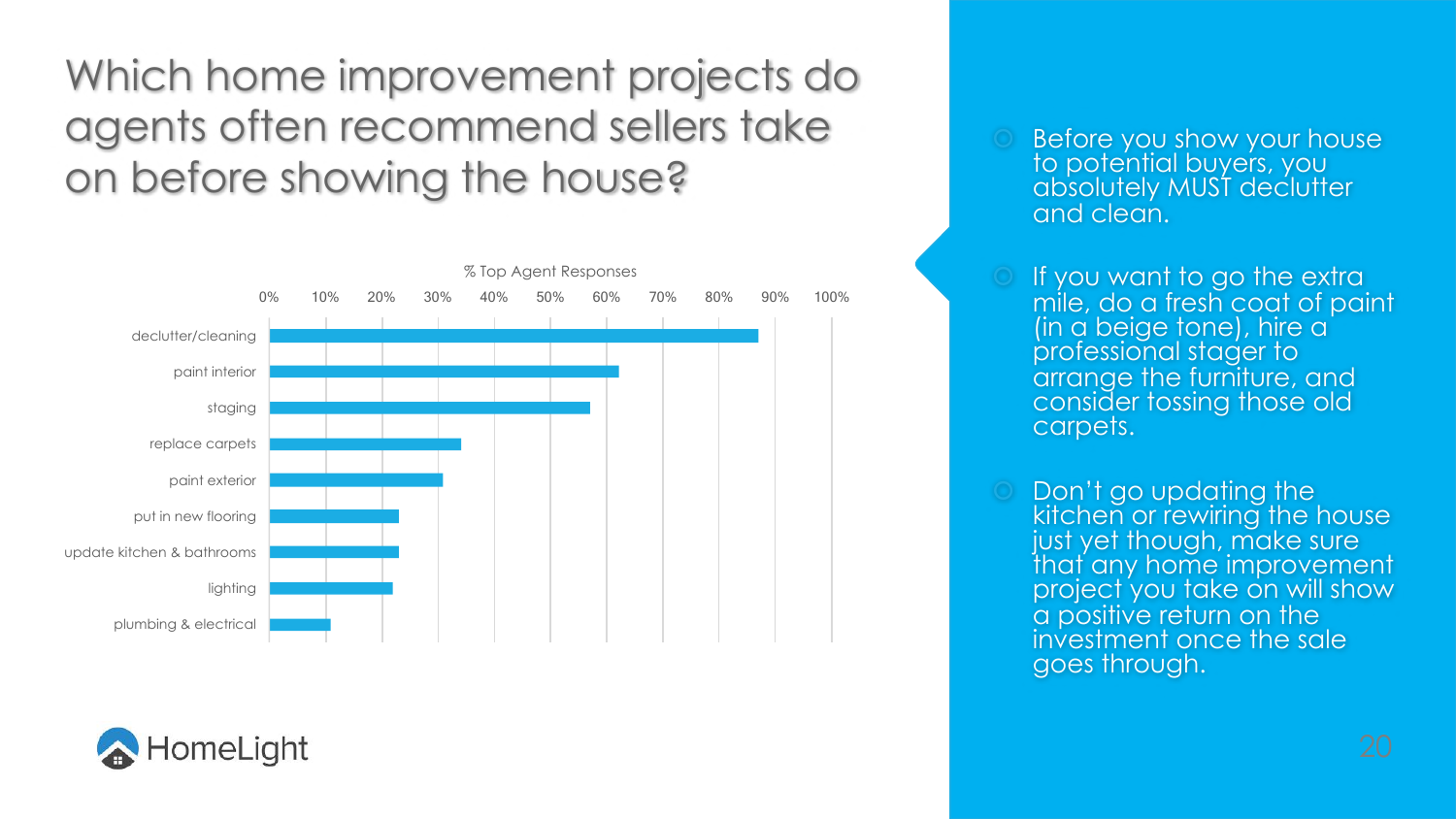# Which home improvement projects do agents often recommend sellers take on before showing the house?

% Top Agent Responses

| Project | % Top Agent Responses |
|---|---|
| declutter/cleaning | ~87% |
| paint interior | ~62% |
| staging | ~57% |
| replace carpets | ~34% |
| paint exterior | ~31% |
| put in new flooring | ~23% |
| update kitchen & bathrooms | ~23% |
| lighting | ~22% |
| plumbing & electrical | ~11% |

HomeLight

- Before you show your house to potential buyers, you absolutely MUST declutter and clean.
- If you want to go the extra mile, do a fresh coat of paint (in a beige tone), hire a professional stager to arrange the furniture, and consider tossing those old carpets.
- Don't go updating the kitchen or rewiring the house just yet though, make sure that any home improvement project you take on will show a positive return on the investment once the sale goes through.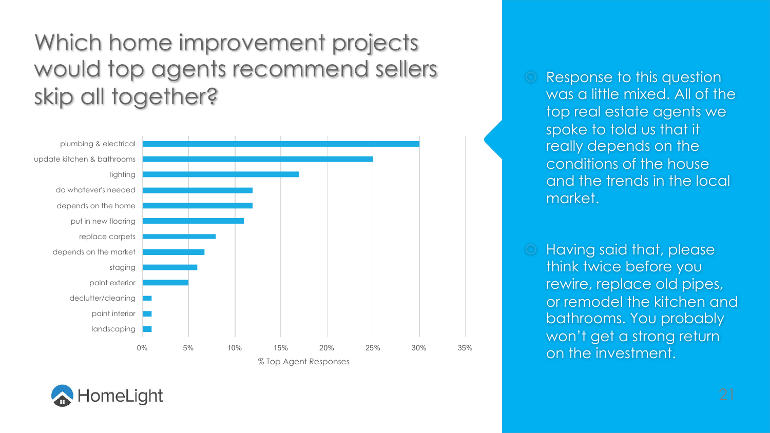# Which home improvement projects would top agents recommend sellers skip all together?

| Project | % Top Agent Responses |
|---|---|
| plumbing & electrical | 30% |
| update kitchen & bathrooms | 25% |
| lighting | 17% |
| do whatever's needed | 12% |
| depends on the home | 12% |
| put in new flooring | 11% |
| replace carpets | 8% |
| depends on the market | 6.7% |
| staging | 6% |
| paint exterior | 5% |
| declutter/cleaning | 1% |
| paint interior | 1% |
| landscaping | 1% |

- Response to this question was a little mixed. All of the top real estate agents we spoke to told us that it really depends on the conditions of the house and the trends in the local market.
- Having said that, please think twice before you rewire, replace old pipes, or remodel the kitchen and bathrooms. You probably won't get a strong return on the investment.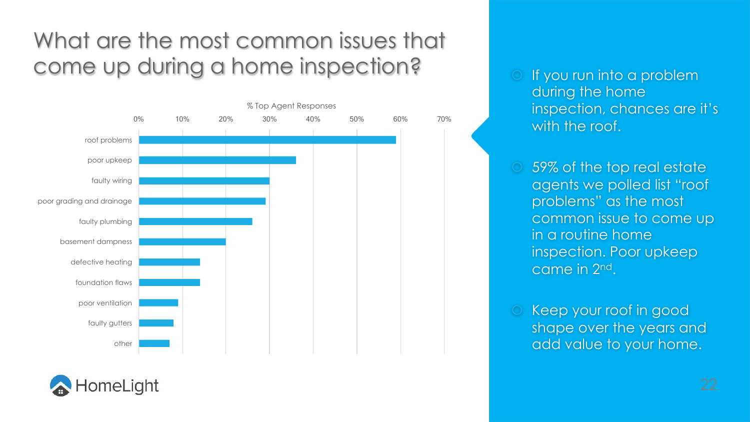# What are the most common issues that come up during a home inspection?

% Top Agent Responses

| Issue | % Top Agent Responses |
| --- | --- |
| roof problems | 59% |
| poor upkeep | 36% |
| faulty wiring | 30% |
| poor grading and drainage | 29% |
| faulty plumbing | 26% |
| basement dampness | 20% |
| defective heating | 14% |
| foundation flaws | 14% |
| poor ventilation | 9% |
| faulty gutters | 8% |
| other | 7% |

- If you run into a problem during the home inspection, chances are it's with the roof.
- 59% of the top real estate agents we polled list "roof problems" as the most common issue to come up in a routine home inspection. Poor upkeep came in 2nd.
- Keep your roof in good shape over the years and add value to your home.

HomeLight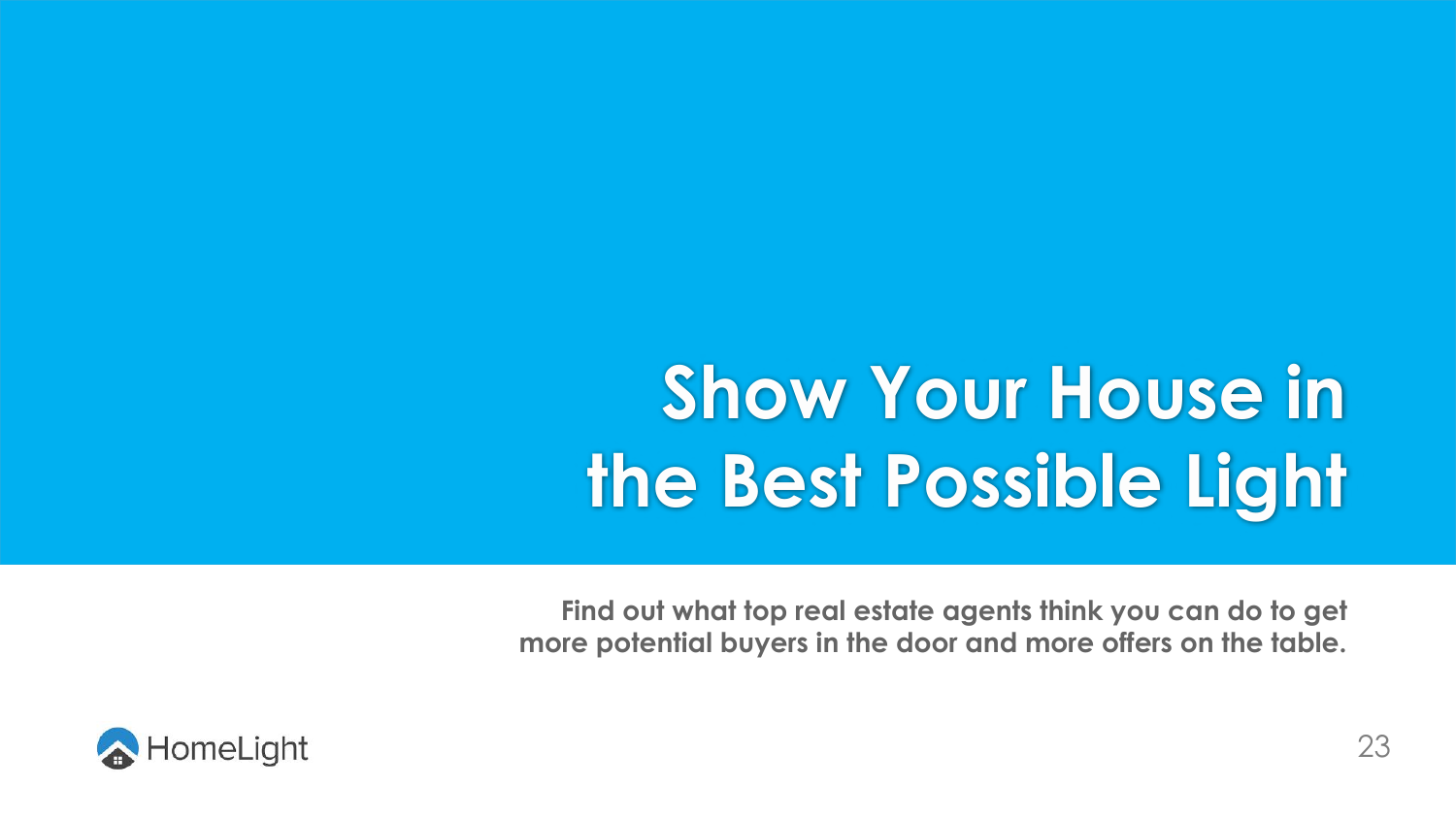# Show Your House in the Best Possible Light

**Find out what top real estate agents think you can do to get more potential buyers in the door and more offers on the table.**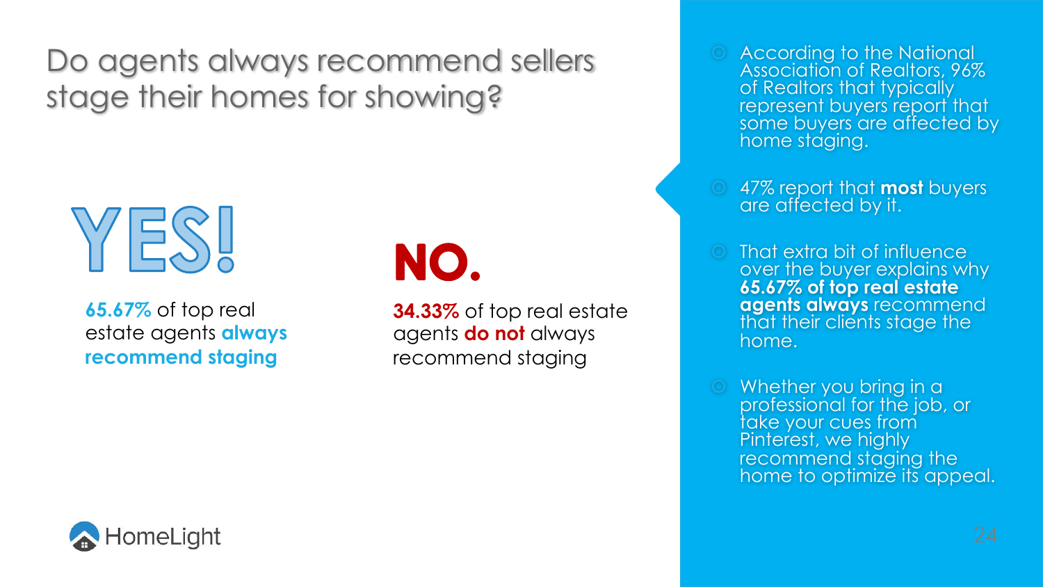# Do agents always recommend sellers stage their homes for showing?

## YES!

**65.67%** of top real estate agents **always recommend staging**

## NO.

**34.33%** of top real estate agents **do not** always recommend staging

- According to the National Association of Realtors, 96% of Realtors that typically represent buyers report that some buyers are affected by home staging.
- 47% report that **most** buyers are affected by it.
- That extra bit of influence over the buyer explains why **65.67% of top real estate agents always** recommend that their clients stage the home.
- Whether you bring in a professional for the job, or take your cues from Pinterest, we highly recommend staging the home to optimize its appeal.

HomeLight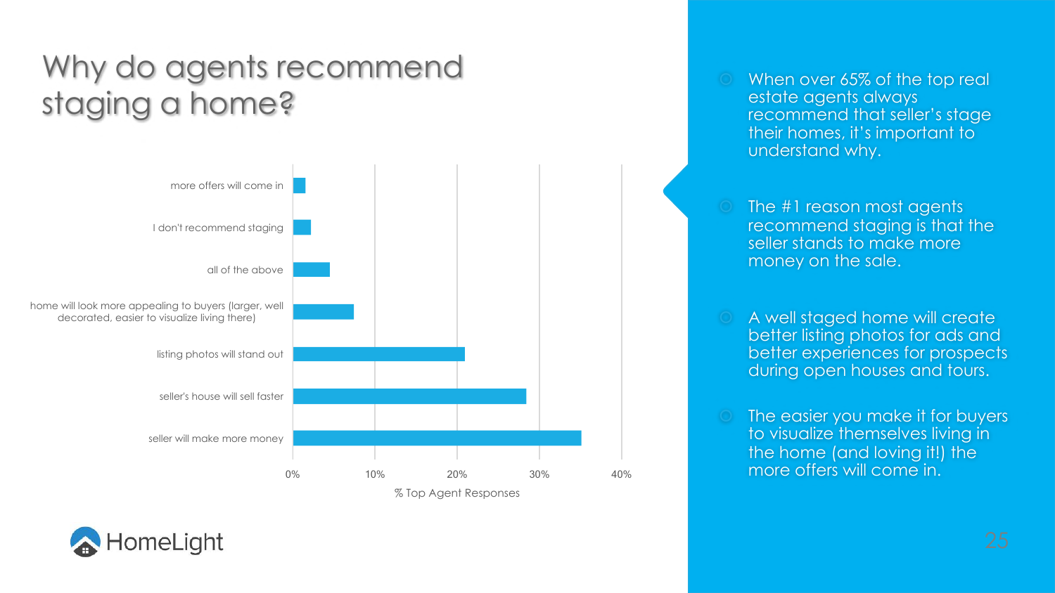# Why do agents recommend staging a home?

| Reason | % Top Agent Responses |
|---|---|
| more offers will come in | ~1.5% |
| I don't recommend staging | ~2% |
| all of the above | ~4.5% |
| home will look more appealing to buyers (larger, well decorated, easier to visualize living there) | ~7.5% |
| listing photos will stand out | ~21% |
| seller's house will sell faster | ~28.5% |
| seller will make more money | ~35% |

- When over 65% of the top real estate agents always recommend that seller's stage their homes, it's important to understand why.
- The #1 reason most agents recommend staging is that the seller stands to make more money on the sale.
- A well staged home will create better listing photos for ads and better experiences for prospects during open houses and tours.
- The easier you make it for buyers to visualize themselves living in the home (and loving it!) the more offers will come in.

HomeLight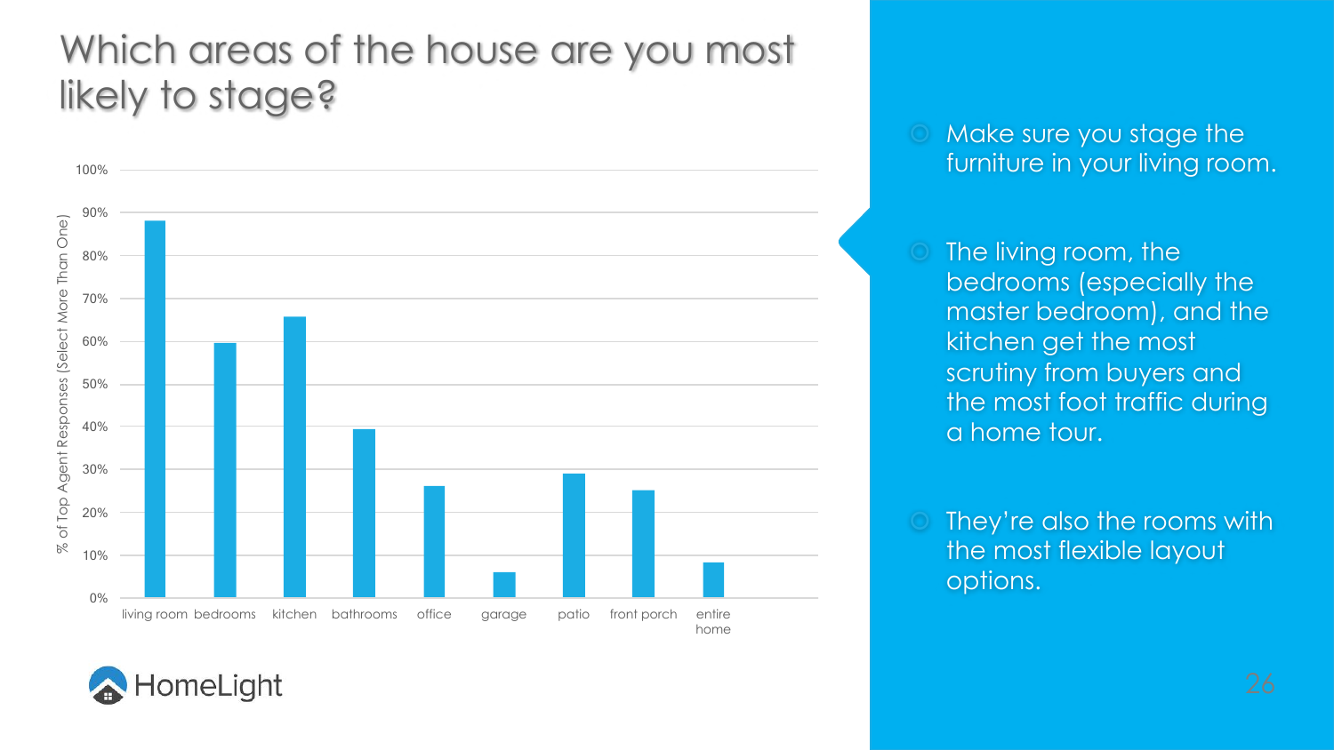# Which areas of the house are you most likely to stage?

% of Top Agent Responses (Select More Than One)

| Area | % |
|---|---|
| living room | ~88% |
| bedrooms | ~60% |
| kitchen | ~66% |
| bathrooms | ~39% |
| office | ~26% |
| garage | ~6% |
| patio | ~29% |
| front porch | ~25% |
| entire home | ~8% |

HomeLight

- Make sure you stage the furniture in your living room.
- The living room, the bedrooms (especially the master bedroom), and the kitchen get the most scrutiny from buyers and the most foot traffic during a home tour.
- They're also the rooms with the most flexible layout options.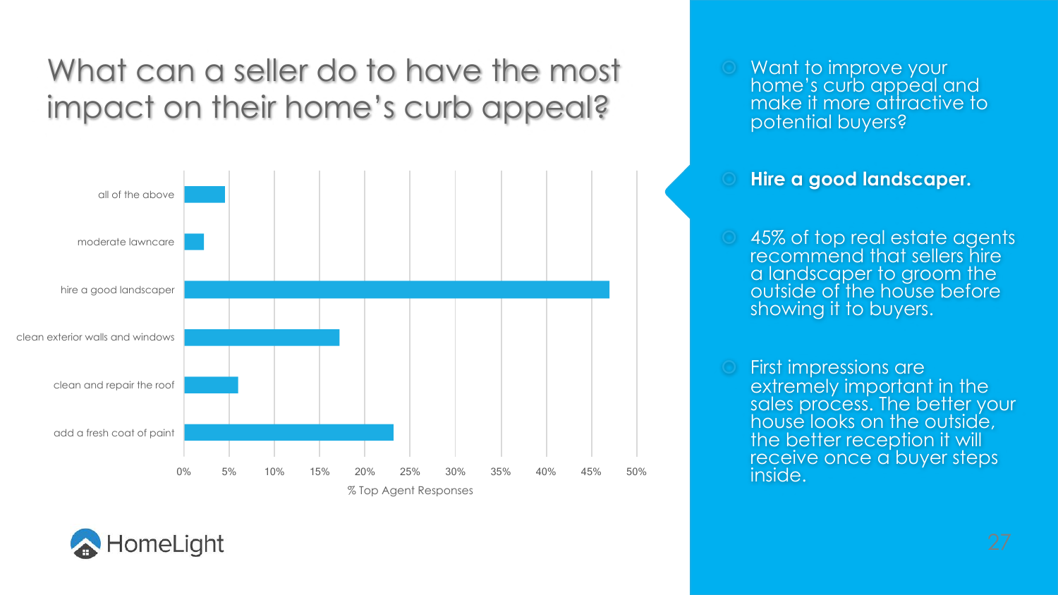# What can a seller do to have the most impact on their home's curb appeal?

all of the above

moderate lawncare

hire a good landscaper

clean exterior walls and windows

clean and repair the roof

add a fresh coat of paint

0% 5% 10% 15% 20% 25% 30% 35% 40% 45% 50%

% Top Agent Responses

HomeLight

- Want to improve your home's curb appeal and make it more attractive to potential buyers?
- **Hire a good landscaper.**
- 45% of top real estate agents recommend that sellers hire a landscaper to groom the outside of the house before showing it to buyers.
- First impressions are extremely important in the sales process. The better your house looks on the outside, the better reception it will receive once a buyer steps inside.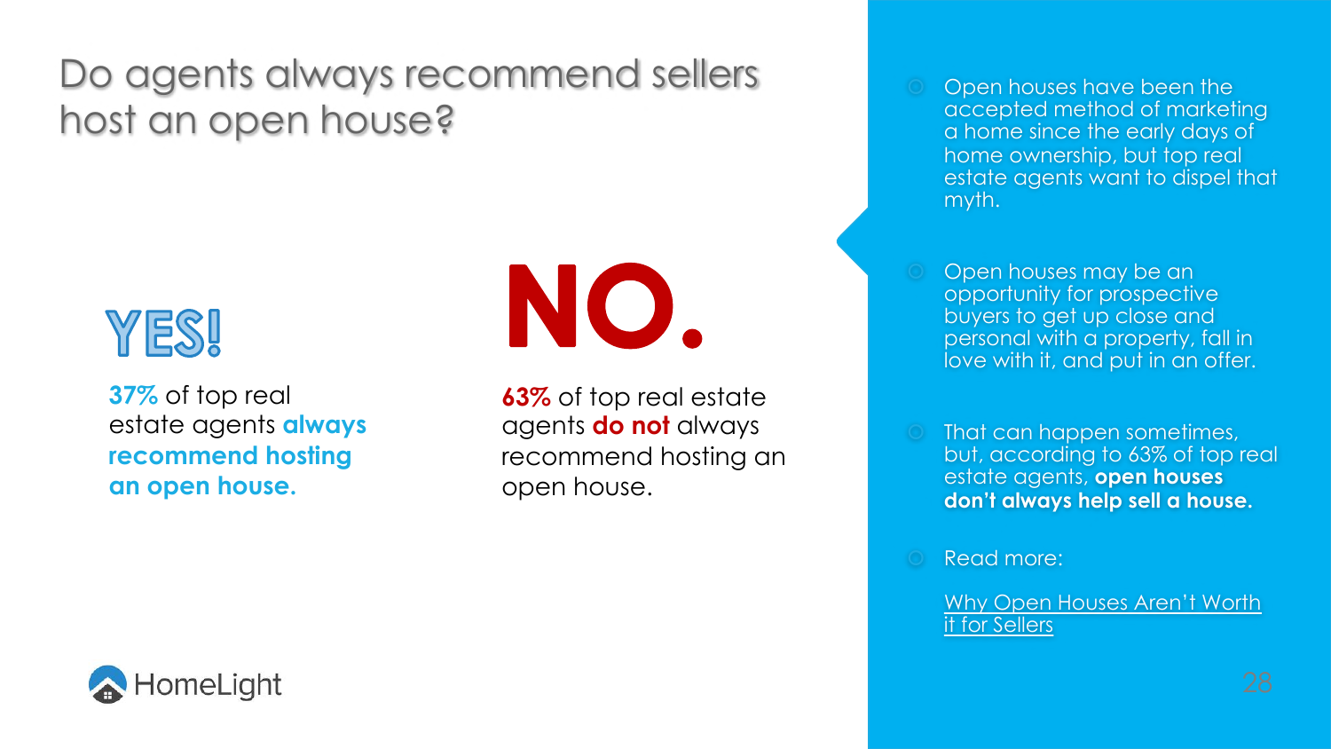# Do agents always recommend sellers host an open house?

**YES!**

37% of top real estate agents **always recommend hosting an open house.**

**NO.**

63% of top real estate agents **do not** always recommend hosting an open house.

- Open houses have been the accepted method of marketing a home since the early days of home ownership, but top real estate agents want to dispel that myth.
- Open houses may be an opportunity for prospective buyers to get up close and personal with a property, fall in love with it, and put in an offer.
- That can happen sometimes, but, according to 63% of top real estate agents, **open houses don't always help sell a house.**
- Read more:

  Why Open Houses Aren't Worth it for Sellers

HomeLight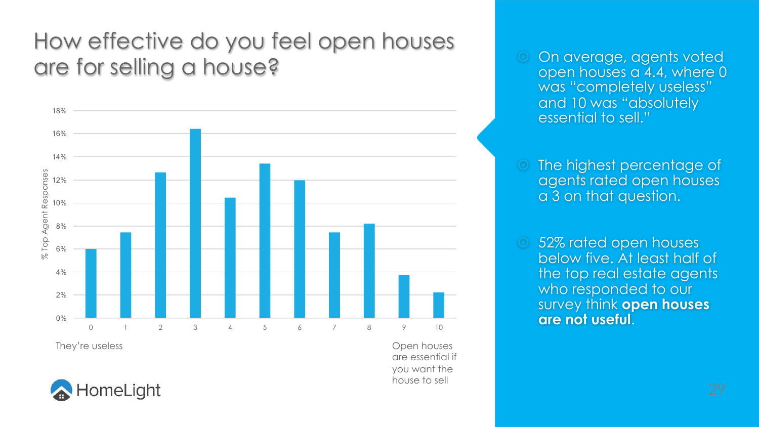# How effective do you feel open houses are for selling a house?

| Rating | % Top Agent Responses |
|---|---|
| 0 | 6% |
| 1 | 7.4% |
| 2 | 12.7% |
| 3 | 16.4% |
| 4 | 10.5% |
| 5 | 13.4% |
| 6 | 12% |
| 7 | 7.4% |
| 8 | 8.2% |
| 9 | 3.7% |
| 10 | 2.2% |

They're useless — Open houses are essential if you want the house to sell

- On average, agents voted open houses a 4.4, where 0 was "completely useless" and 10 was "absolutely essential to sell."
- The highest percentage of agents rated open houses a 3 on that question.
- 52% rated open houses below five. At least half of the top real estate agents who responded to our survey think **open houses are not useful**.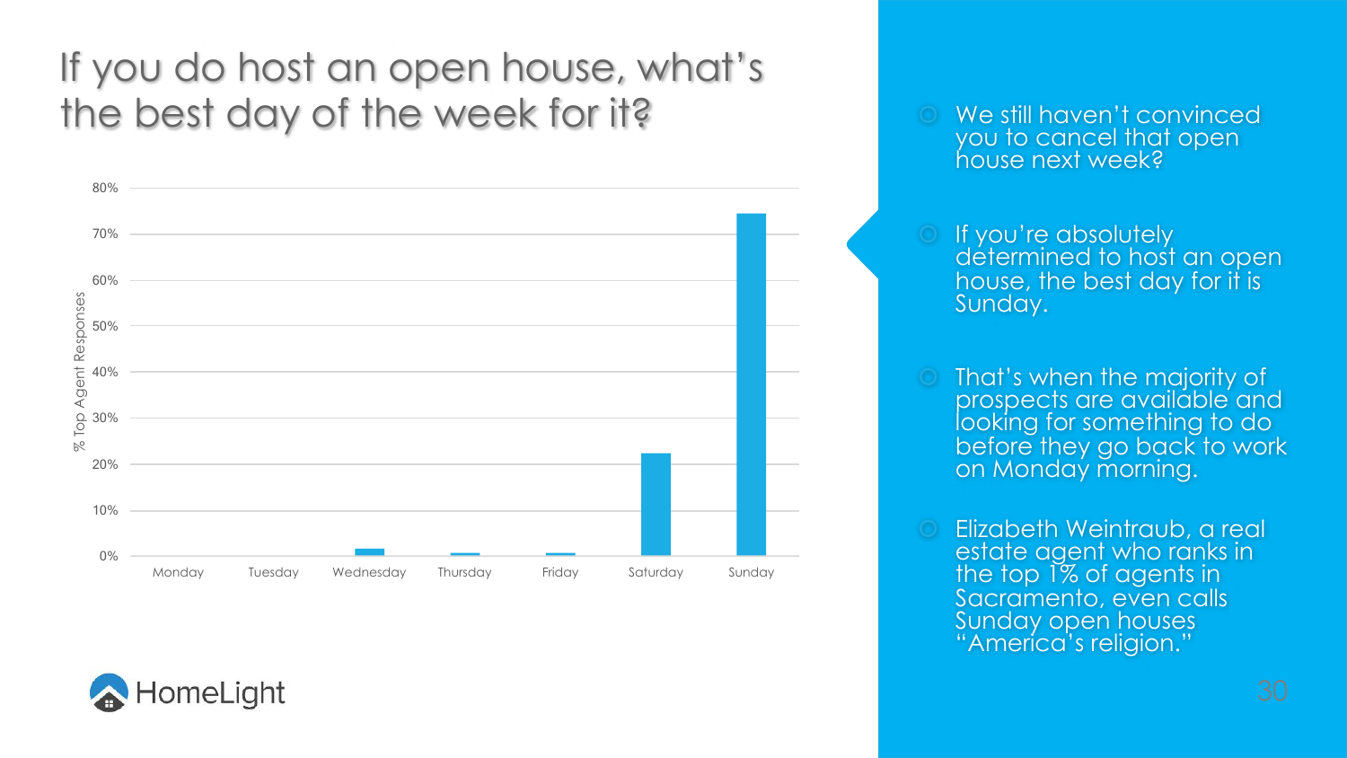# If you do host an open house, what's the best day of the week for it?

| Day | % Top Agent Responses |
|---|---|
| Monday | 0% |
| Tuesday | 0% |
| Wednesday | ~1.5% |
| Thursday | ~0.5% |
| Friday | ~0.5% |
| Saturday | ~22% |
| Sunday | ~74% |

- We still haven't convinced you to cancel that open house next week?
- If you're absolutely determined to host an open house, the best day for it is Sunday.
- That's when the majority of prospects are available and looking for something to do before they go back to work on Monday morning.
- Elizabeth Weintraub, a real estate agent who ranks in the top 1% of agents in Sacramento, even calls Sunday open houses "America's religion."

HomeLight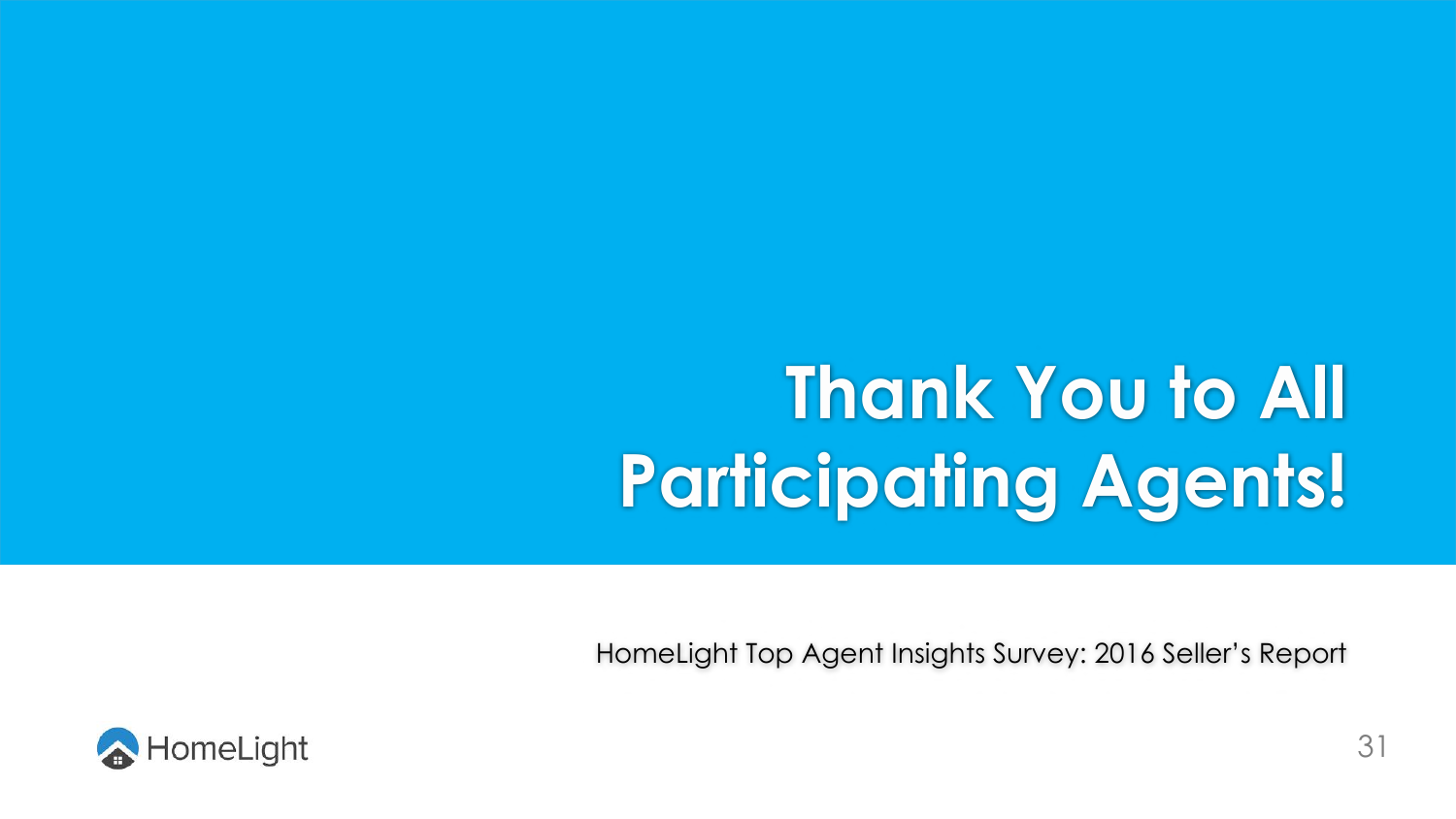# Thank You to All Participating Agents!

HomeLight Top Agent Insights Survey: 2016 Seller's Report

HomeLight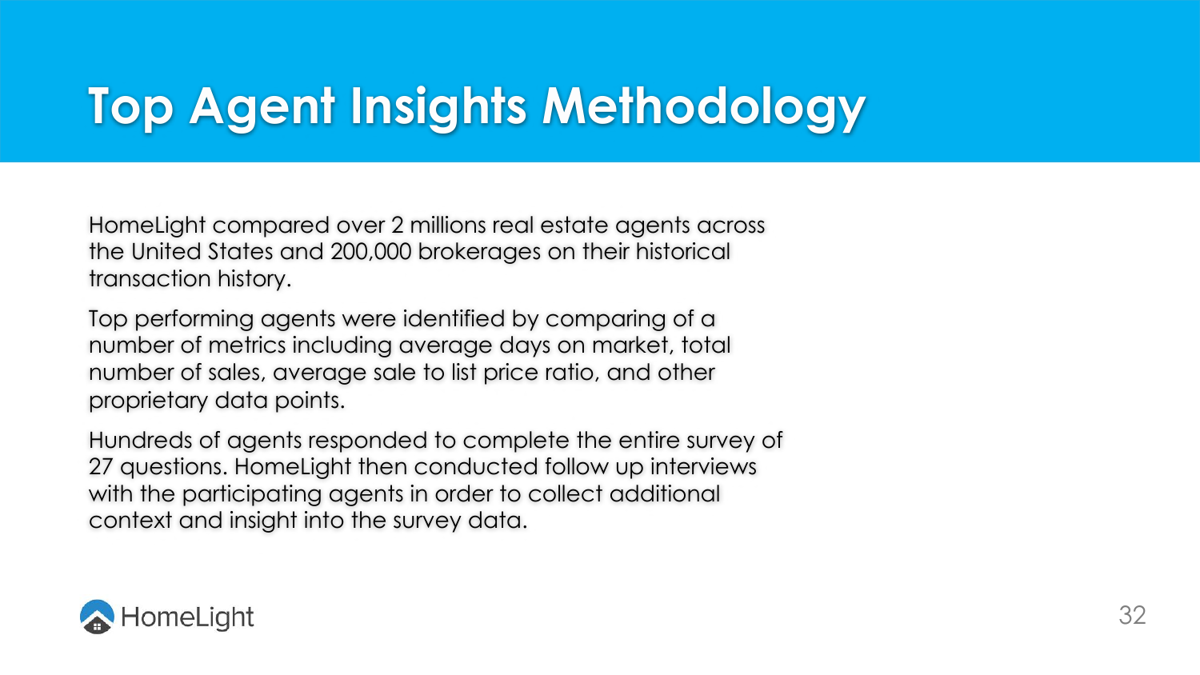# Top Agent Insights Methodology

HomeLight compared over 2 millions real estate agents across the United States and 200,000 brokerages on their historical transaction history.

Top performing agents were identified by comparing of a number of metrics including average days on market, total number of sales, average sale to list price ratio, and other proprietary data points.

Hundreds of agents responded to complete the entire survey of 27 questions. HomeLight then conducted follow up interviews with the participating agents in order to collect additional context and insight into the survey data.

HomeLight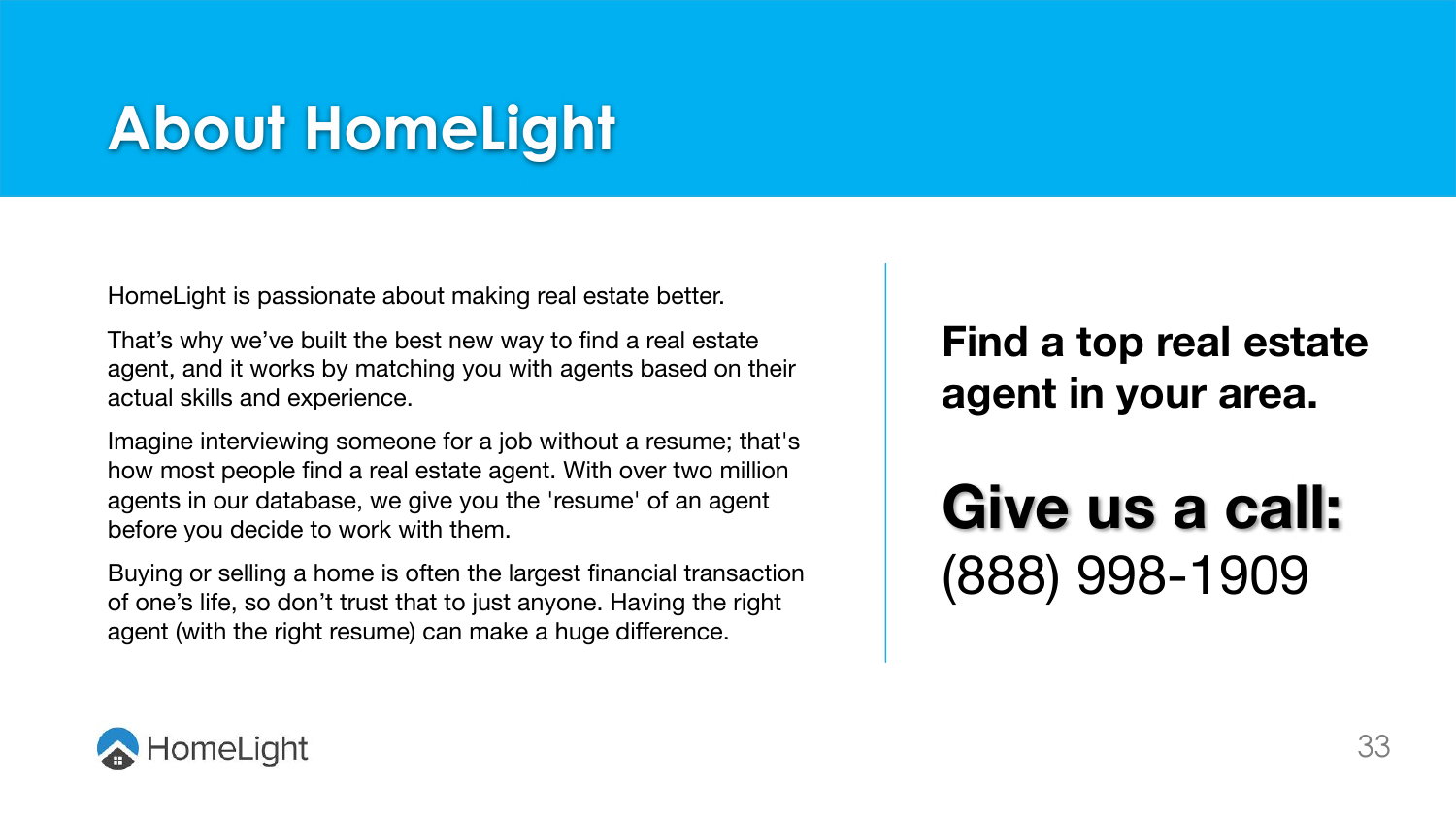# About HomeLight

HomeLight is passionate about making real estate better.

That's why we've built the best new way to find a real estate agent, and it works by matching you with agents based on their actual skills and experience.

Imagine interviewing someone for a job without a resume; that's how most people find a real estate agent. With over two million agents in our database, we give you the 'resume' of an agent before you decide to work with them.

Buying or selling a home is often the largest financial transaction of one's life, so don't trust that to just anyone. Having the right agent (with the right resume) can make a huge difference.

**Find a top real estate agent in your area.**

## Give us a call:

(888) 998-1909

HomeLight